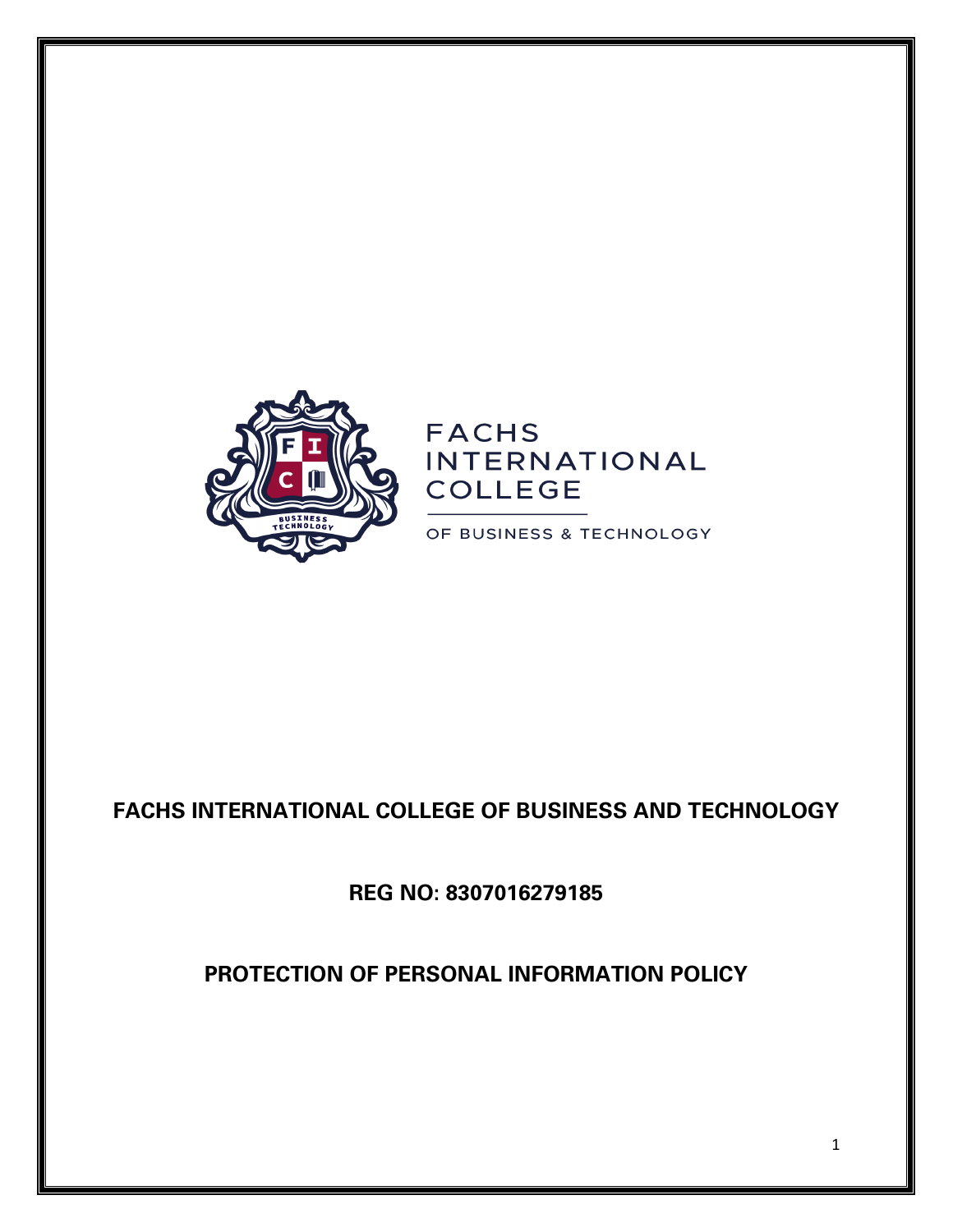FACHS INTERNATIONAL COLLEGE

OF BUSINESS & TECHNOLOGY

# FACHS INTERNATIONAL COLLEGE OF BUSINESS AND TECHNOLOGY

**REG NO: 8307016279185**

**PROTECTION OF PERSONAL INFORMATION POLICY**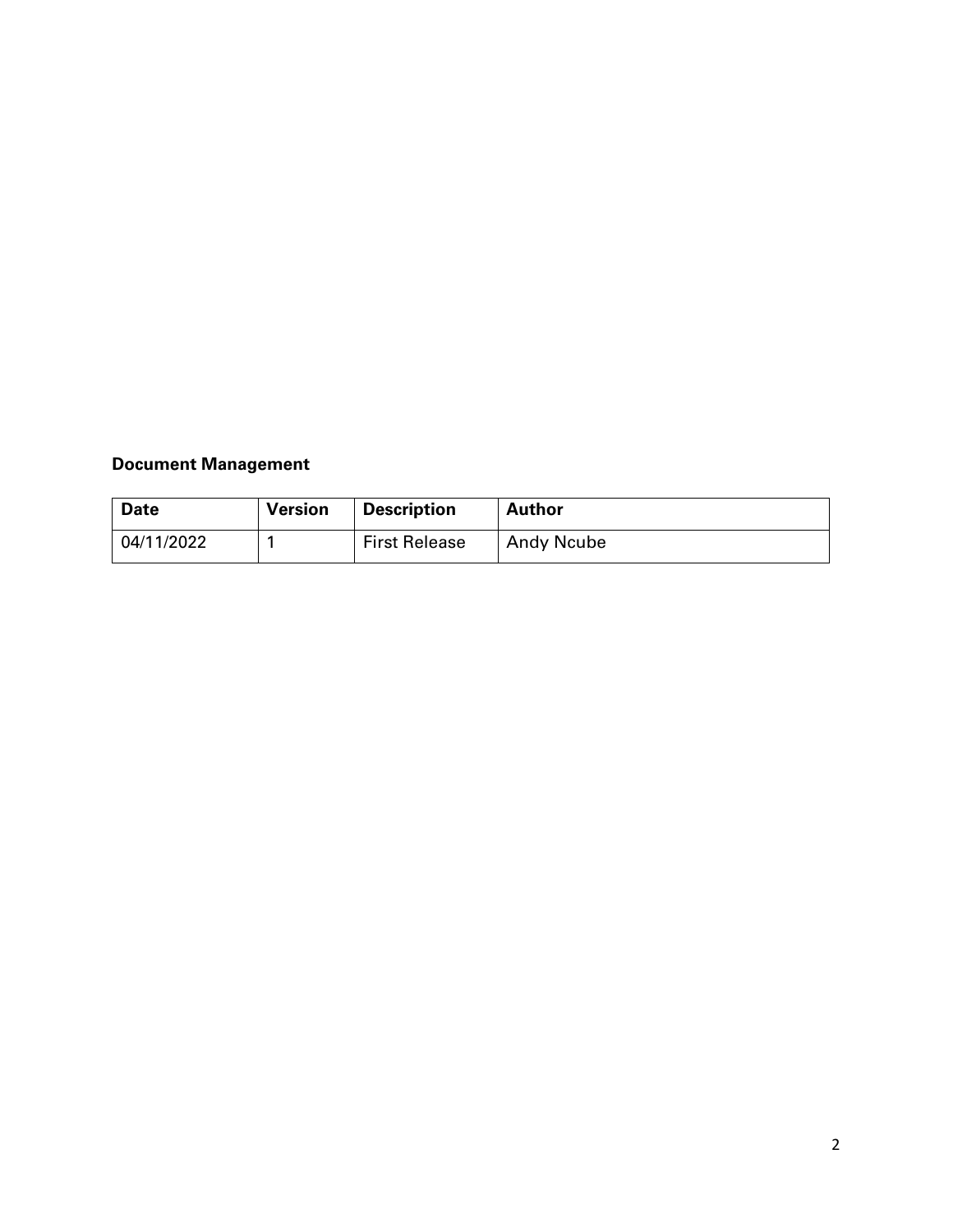**Document Management**

| Date | Version | Description | Author |
|---|---|---|---|
| 04/11/2022 | 1 | First Release | Andy Ncube |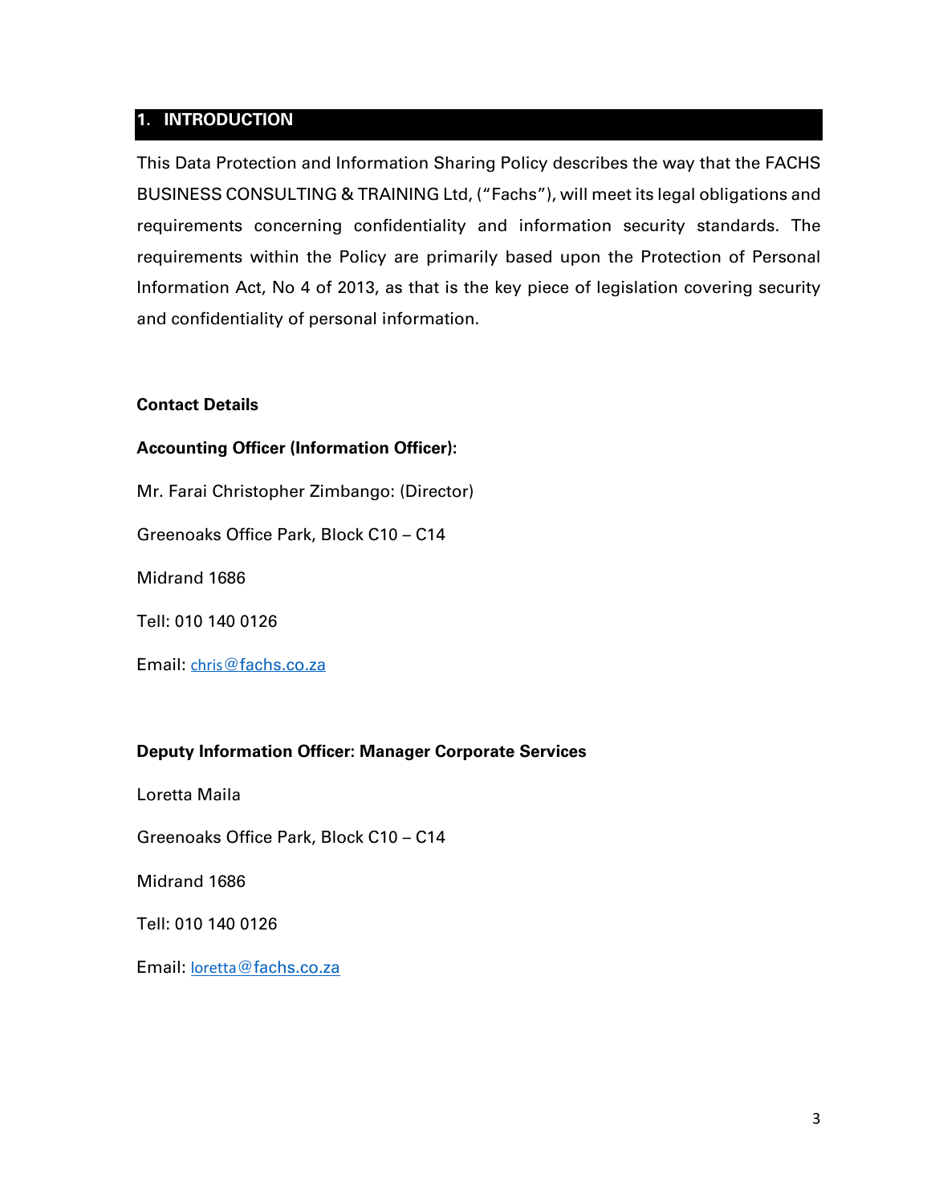## 1. INTRODUCTION

This Data Protection and Information Sharing Policy describes the way that the FACHS BUSINESS CONSULTING & TRAINING Ltd, ("Fachs"), will meet its legal obligations and requirements concerning confidentiality and information security standards. The requirements within the Policy are primarily based upon the Protection of Personal Information Act, No 4 of 2013, as that is the key piece of legislation covering security and confidentiality of personal information.

**Contact Details**

**Accounting Officer (Information Officer):**

Mr. Farai Christopher Zimbango: (Director)

Greenoaks Office Park, Block C10 – C14

Midrand 1686

Tell: 010 140 0126

Email: chris@fachs.co.za

**Deputy Information Officer: Manager Corporate Services**

Loretta Maila

Greenoaks Office Park, Block C10 – C14

Midrand 1686

Tell: 010 140 0126

Email: loretta@fachs.co.za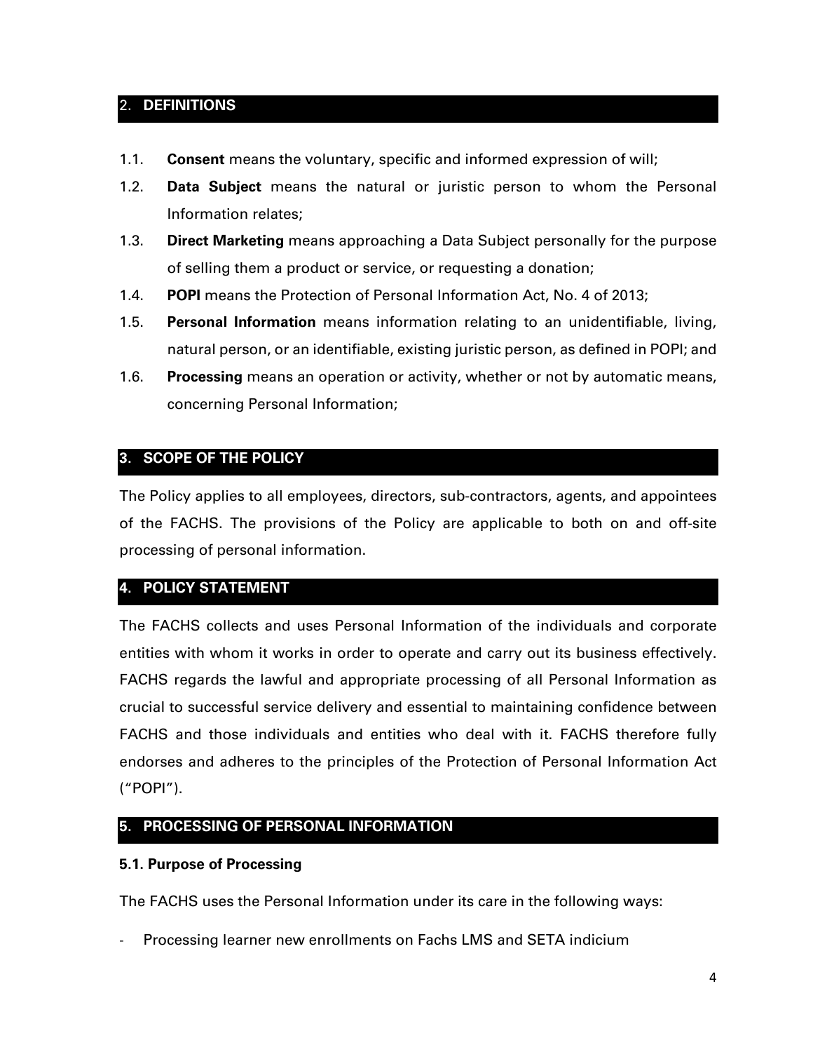## 2. DEFINITIONS

1.1. **Consent** means the voluntary, specific and informed expression of will;

1.2. **Data Subject** means the natural or juristic person to whom the Personal Information relates;

1.3. **Direct Marketing** means approaching a Data Subject personally for the purpose of selling them a product or service, or requesting a donation;

1.4. **POPI** means the Protection of Personal Information Act, No. 4 of 2013;

1.5. **Personal Information** means information relating to an unidentifiable, living, natural person, or an identifiable, existing juristic person, as defined in POPI; and

1.6. **Processing** means an operation or activity, whether or not by automatic means, concerning Personal Information;

## 3. SCOPE OF THE POLICY

The Policy applies to all employees, directors, sub-contractors, agents, and appointees of the FACHS. The provisions of the Policy are applicable to both on and off-site processing of personal information.

## 4. POLICY STATEMENT

The FACHS collects and uses Personal Information of the individuals and corporate entities with whom it works in order to operate and carry out its business effectively. FACHS regards the lawful and appropriate processing of all Personal Information as crucial to successful service delivery and essential to maintaining confidence between FACHS and those individuals and entities who deal with it. FACHS therefore fully endorses and adheres to the principles of the Protection of Personal Information Act ("POPI").

## 5. PROCESSING OF PERSONAL INFORMATION

### 5.1. Purpose of Processing

The FACHS uses the Personal Information under its care in the following ways:

- Processing learner new enrollments on Fachs LMS and SETA indicium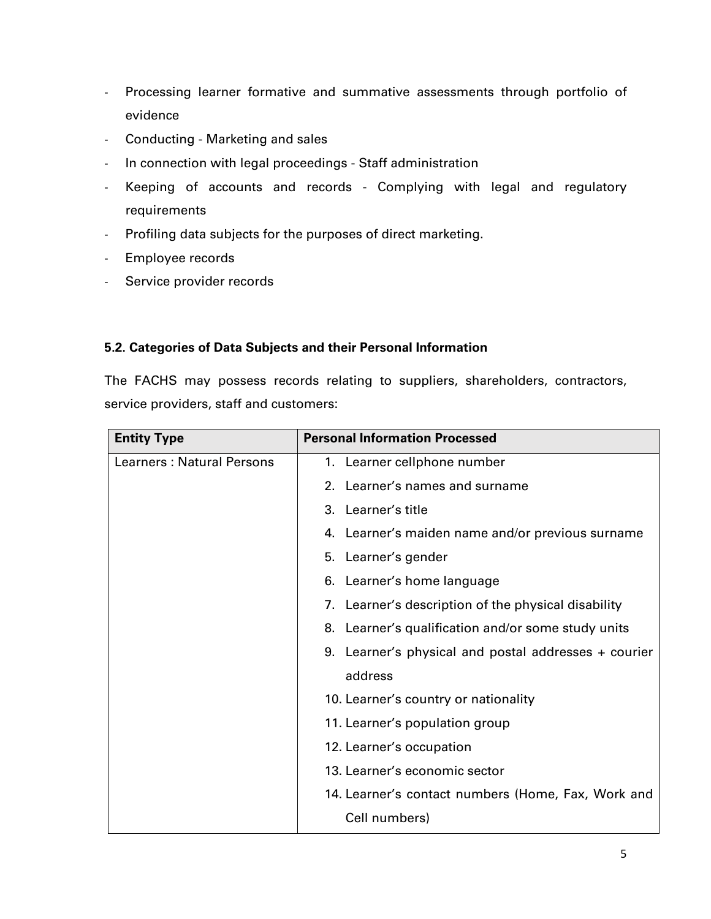- Processing learner formative and summative assessments through portfolio of evidence
- Conducting - Marketing and sales
- In connection with legal proceedings - Staff administration
- Keeping of accounts and records - Complying with legal and regulatory requirements
- Profiling data subjects for the purposes of direct marketing.
- Employee records
- Service provider records

### 5.2. Categories of Data Subjects and their Personal Information

The FACHS may possess records relating to suppliers, shareholders, contractors, service providers, staff and customers:

| Entity Type | Personal Information Processed |
|---|---|
| Learners : Natural Persons | 1. Learner cellphone number<br>2. Learner's names and surname<br>3. Learner's title<br>4. Learner's maiden name and/or previous surname<br>5. Learner's gender<br>6. Learner's home language<br>7. Learner's description of the physical disability<br>8. Learner's qualification and/or some study units<br>9. Learner's physical and postal addresses + courier address<br>10. Learner's country or nationality<br>11. Learner's population group<br>12. Learner's occupation<br>13. Learner's economic sector<br>14. Learner's contact numbers (Home, Fax, Work and Cell numbers) |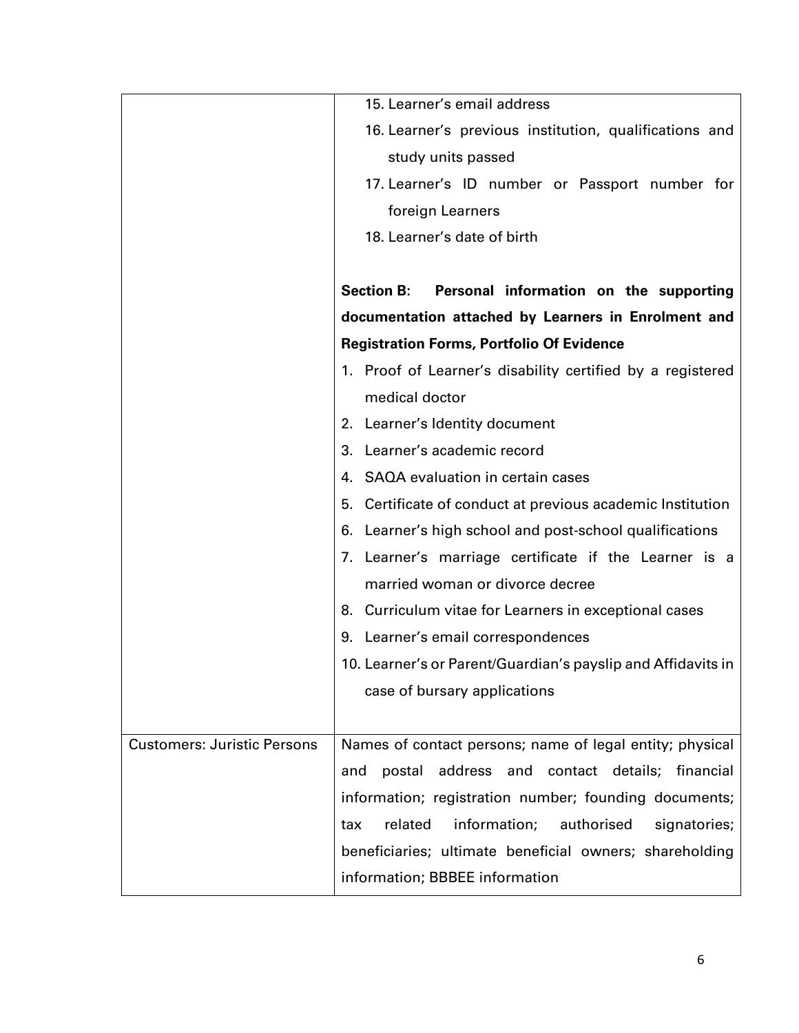| | |
|---|---|
| | 15. Learner's email address<br>16. Learner's previous institution, qualifications and study units passed<br>17. Learner's ID number or Passport number for foreign Learners<br>18. Learner's date of birth<br><br>**Section B: Personal information on the supporting documentation attached by Learners in Enrolment and Registration Forms, Portfolio Of Evidence**<br>1. Proof of Learner's disability certified by a registered medical doctor<br>2. Learner's Identity document<br>3. Learner's academic record<br>4. SAQA evaluation in certain cases<br>5. Certificate of conduct at previous academic Institution<br>6. Learner's high school and post-school qualifications<br>7. Learner's marriage certificate if the Learner is a married woman or divorce decree<br>8. Curriculum vitae for Learners in exceptional cases<br>9. Learner's email correspondences<br>10. Learner's or Parent/Guardian's payslip and Affidavits in case of bursary applications |
| Customers: Juristic Persons | Names of contact persons; name of legal entity; physical and postal address and contact details; financial information; registration number; founding documents; tax related information; authorised signatories; beneficiaries; ultimate beneficial owners; shareholding information; BBBEE information |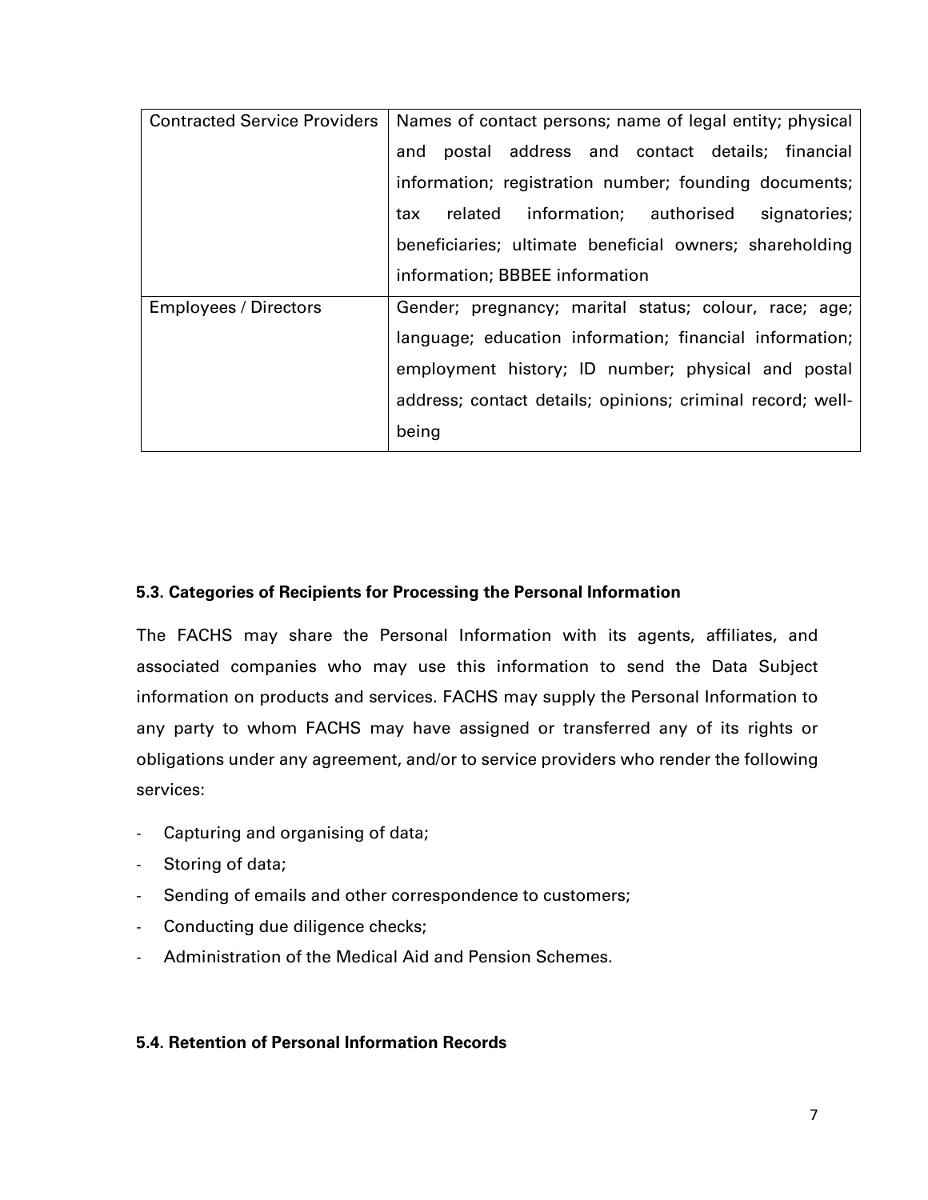| Contracted Service Providers | Names of contact persons; name of legal entity; physical and postal address and contact details; financial information; registration number; founding documents; tax related information; authorised signatories; beneficiaries; ultimate beneficial owners; shareholding information; BBBEE information |
|---|---|
| Employees / Directors | Gender; pregnancy; marital status; colour, race; age; language; education information; financial information; employment history; ID number; physical and postal address; contact details; opinions; criminal record; well-being |

#### 5.3. Categories of Recipients for Processing the Personal Information

The FACHS may share the Personal Information with its agents, affiliates, and associated companies who may use this information to send the Data Subject information on products and services. FACHS may supply the Personal Information to any party to whom FACHS may have assigned or transferred any of its rights or obligations under any agreement, and/or to service providers who render the following services:

- Capturing and organising of data;
- Storing of data;
- Sending of emails and other correspondence to customers;
- Conducting due diligence checks;
- Administration of the Medical Aid and Pension Schemes.

#### 5.4. Retention of Personal Information Records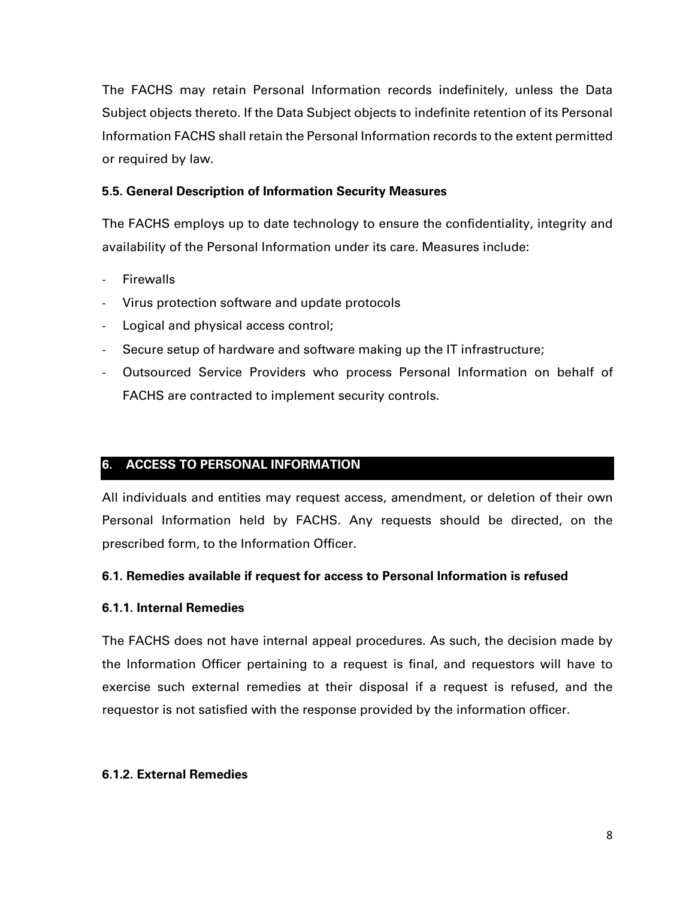The FACHS may retain Personal Information records indefinitely, unless the Data Subject objects thereto. If the Data Subject objects to indefinite retention of its Personal Information FACHS shall retain the Personal Information records to the extent permitted or required by law.

### 5.5. General Description of Information Security Measures

The FACHS employs up to date technology to ensure the confidentiality, integrity and availability of the Personal Information under its care. Measures include:

- Firewalls
- Virus protection software and update protocols
- Logical and physical access control;
- Secure setup of hardware and software making up the IT infrastructure;
- Outsourced Service Providers who process Personal Information on behalf of FACHS are contracted to implement security controls.

## 6. ACCESS TO PERSONAL INFORMATION

All individuals and entities may request access, amendment, or deletion of their own Personal Information held by FACHS. Any requests should be directed, on the prescribed form, to the Information Officer.

### 6.1. Remedies available if request for access to Personal Information is refused

#### 6.1.1. Internal Remedies

The FACHS does not have internal appeal procedures. As such, the decision made by the Information Officer pertaining to a request is final, and requestors will have to exercise such external remedies at their disposal if a request is refused, and the requestor is not satisfied with the response provided by the information officer.

#### 6.1.2. External Remedies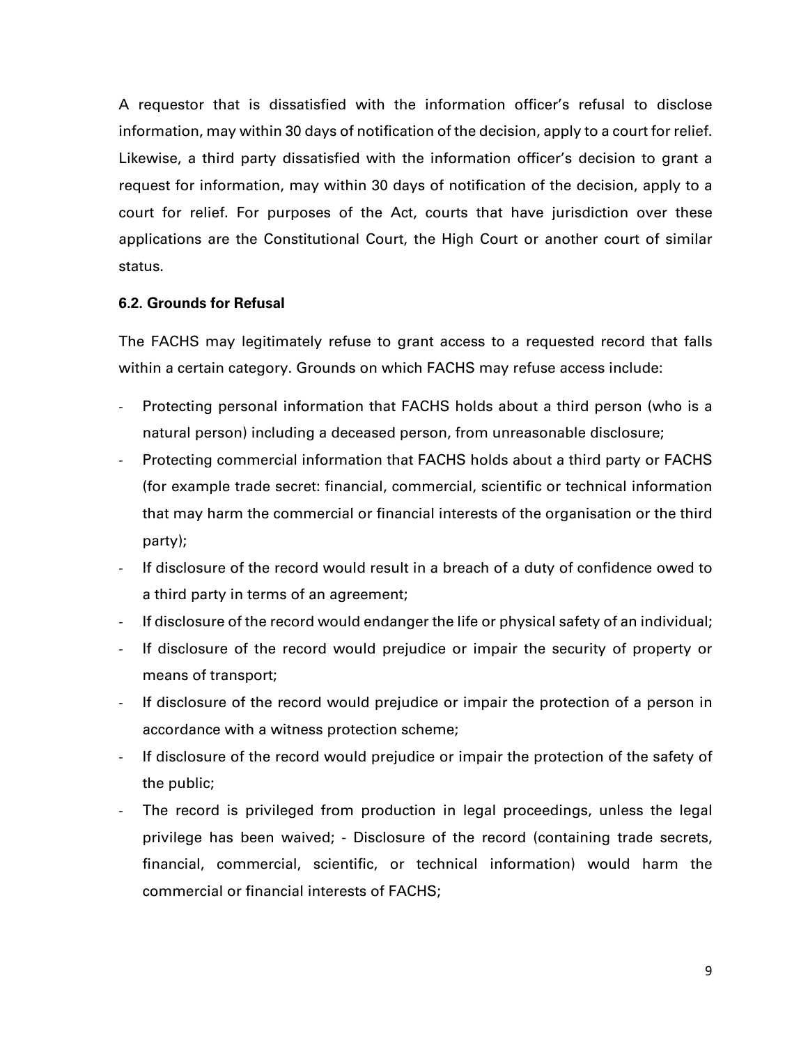A requestor that is dissatisfied with the information officer's refusal to disclose information, may within 30 days of notification of the decision, apply to a court for relief. Likewise, a third party dissatisfied with the information officer's decision to grant a request for information, may within 30 days of notification of the decision, apply to a court for relief. For purposes of the Act, courts that have jurisdiction over these applications are the Constitutional Court, the High Court or another court of similar status.

**6.2. Grounds for Refusal**

The FACHS may legitimately refuse to grant access to a requested record that falls within a certain category. Grounds on which FACHS may refuse access include:

- Protecting personal information that FACHS holds about a third person (who is a natural person) including a deceased person, from unreasonable disclosure;
- Protecting commercial information that FACHS holds about a third party or FACHS (for example trade secret: financial, commercial, scientific or technical information that may harm the commercial or financial interests of the organisation or the third party);
- If disclosure of the record would result in a breach of a duty of confidence owed to a third party in terms of an agreement;
- If disclosure of the record would endanger the life or physical safety of an individual;
- If disclosure of the record would prejudice or impair the security of property or means of transport;
- If disclosure of the record would prejudice or impair the protection of a person in accordance with a witness protection scheme;
- If disclosure of the record would prejudice or impair the protection of the safety of the public;
- The record is privileged from production in legal proceedings, unless the legal privilege has been waived; - Disclosure of the record (containing trade secrets, financial, commercial, scientific, or technical information) would harm the commercial or financial interests of FACHS;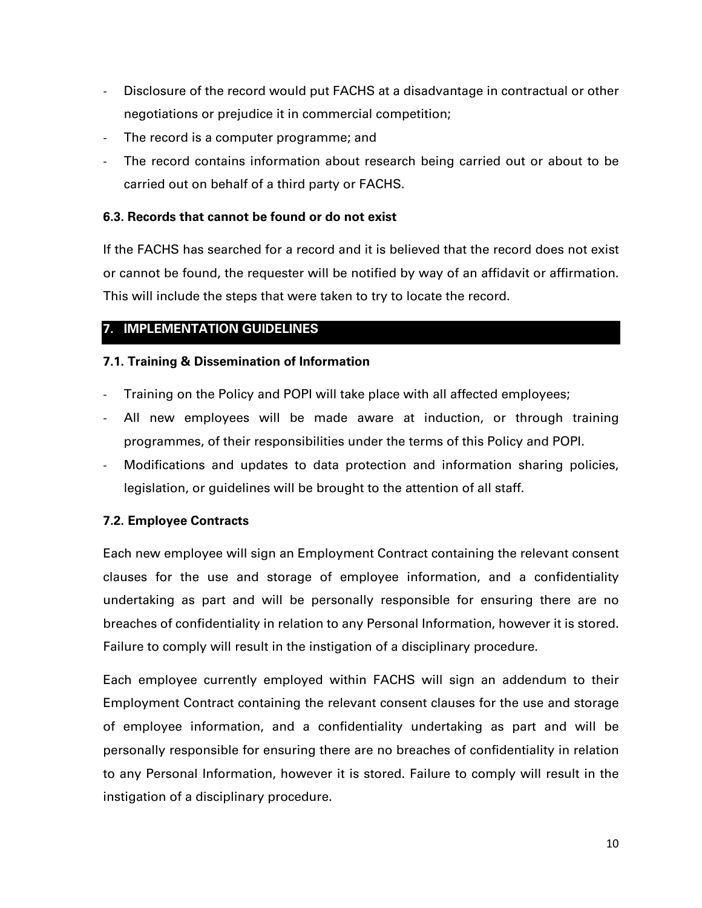- Disclosure of the record would put FACHS at a disadvantage in contractual or other negotiations or prejudice it in commercial competition;
- The record is a computer programme; and
- The record contains information about research being carried out or about to be carried out on behalf of a third party or FACHS.

### 6.3. Records that cannot be found or do not exist

If the FACHS has searched for a record and it is believed that the record does not exist or cannot be found, the requester will be notified by way of an affidavit or affirmation. This will include the steps that were taken to try to locate the record.

## 7. IMPLEMENTATION GUIDELINES

### 7.1. Training & Dissemination of Information

- Training on the Policy and POPI will take place with all affected employees;
- All new employees will be made aware at induction, or through training programmes, of their responsibilities under the terms of this Policy and POPI.
- Modifications and updates to data protection and information sharing policies, legislation, or guidelines will be brought to the attention of all staff.

### 7.2. Employee Contracts

Each new employee will sign an Employment Contract containing the relevant consent clauses for the use and storage of employee information, and a confidentiality undertaking as part and will be personally responsible for ensuring there are no breaches of confidentiality in relation to any Personal Information, however it is stored. Failure to comply will result in the instigation of a disciplinary procedure.

Each employee currently employed within FACHS will sign an addendum to their Employment Contract containing the relevant consent clauses for the use and storage of employee information, and a confidentiality undertaking as part and will be personally responsible for ensuring there are no breaches of confidentiality in relation to any Personal Information, however it is stored. Failure to comply will result in the instigation of a disciplinary procedure.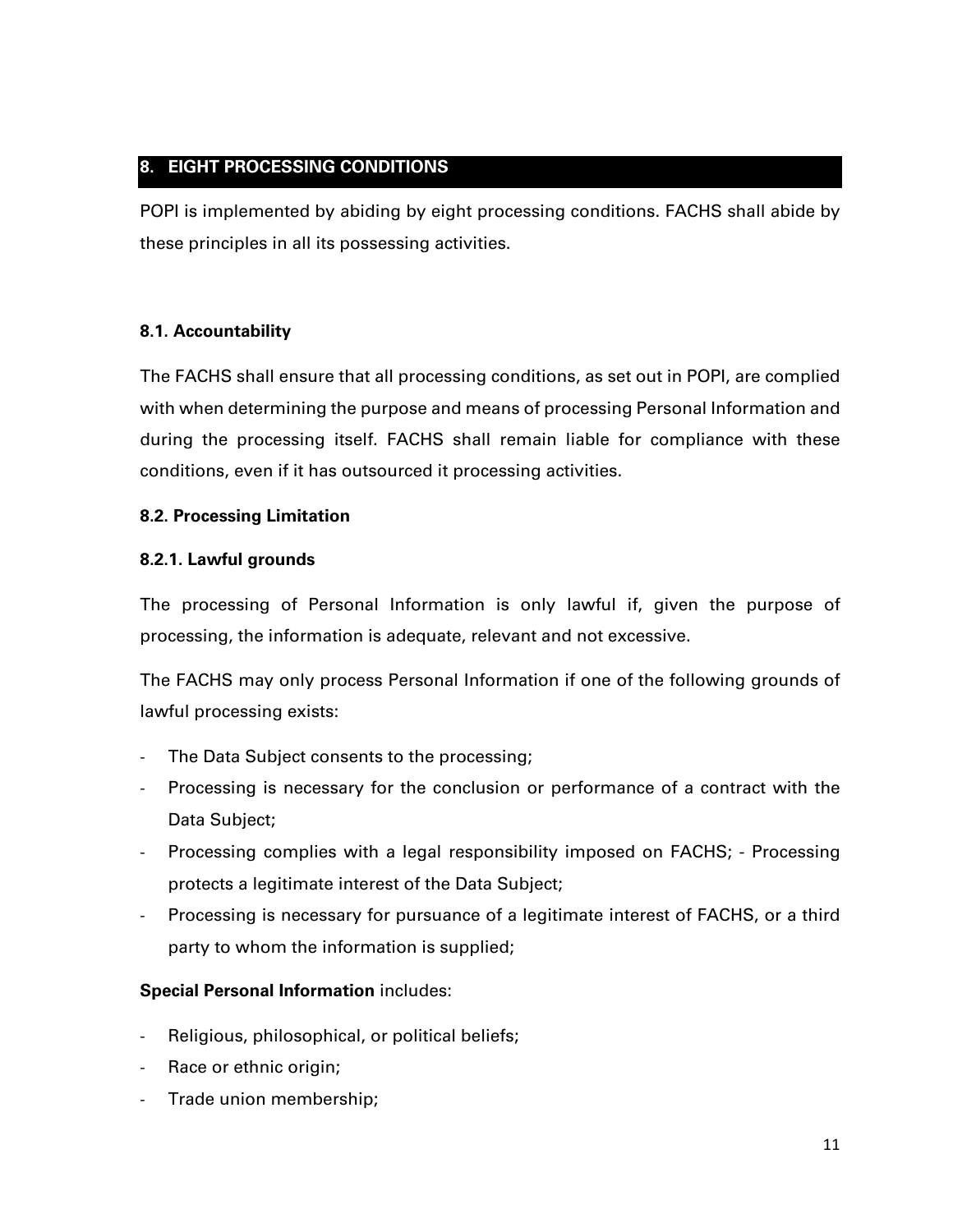## 8. EIGHT PROCESSING CONDITIONS

POPI is implemented by abiding by eight processing conditions. FACHS shall abide by these principles in all its possessing activities.

### 8.1. Accountability

The FACHS shall ensure that all processing conditions, as set out in POPI, are complied with when determining the purpose and means of processing Personal Information and during the processing itself. FACHS shall remain liable for compliance with these conditions, even if it has outsourced it processing activities.

### 8.2. Processing Limitation

#### 8.2.1. Lawful grounds

The processing of Personal Information is only lawful if, given the purpose of processing, the information is adequate, relevant and not excessive.

The FACHS may only process Personal Information if one of the following grounds of lawful processing exists:

- The Data Subject consents to the processing;
- Processing is necessary for the conclusion or performance of a contract with the Data Subject;
- Processing complies with a legal responsibility imposed on FACHS; - Processing protects a legitimate interest of the Data Subject;
- Processing is necessary for pursuance of a legitimate interest of FACHS, or a third party to whom the information is supplied;

**Special Personal Information** includes:

- Religious, philosophical, or political beliefs;
- Race or ethnic origin;
- Trade union membership;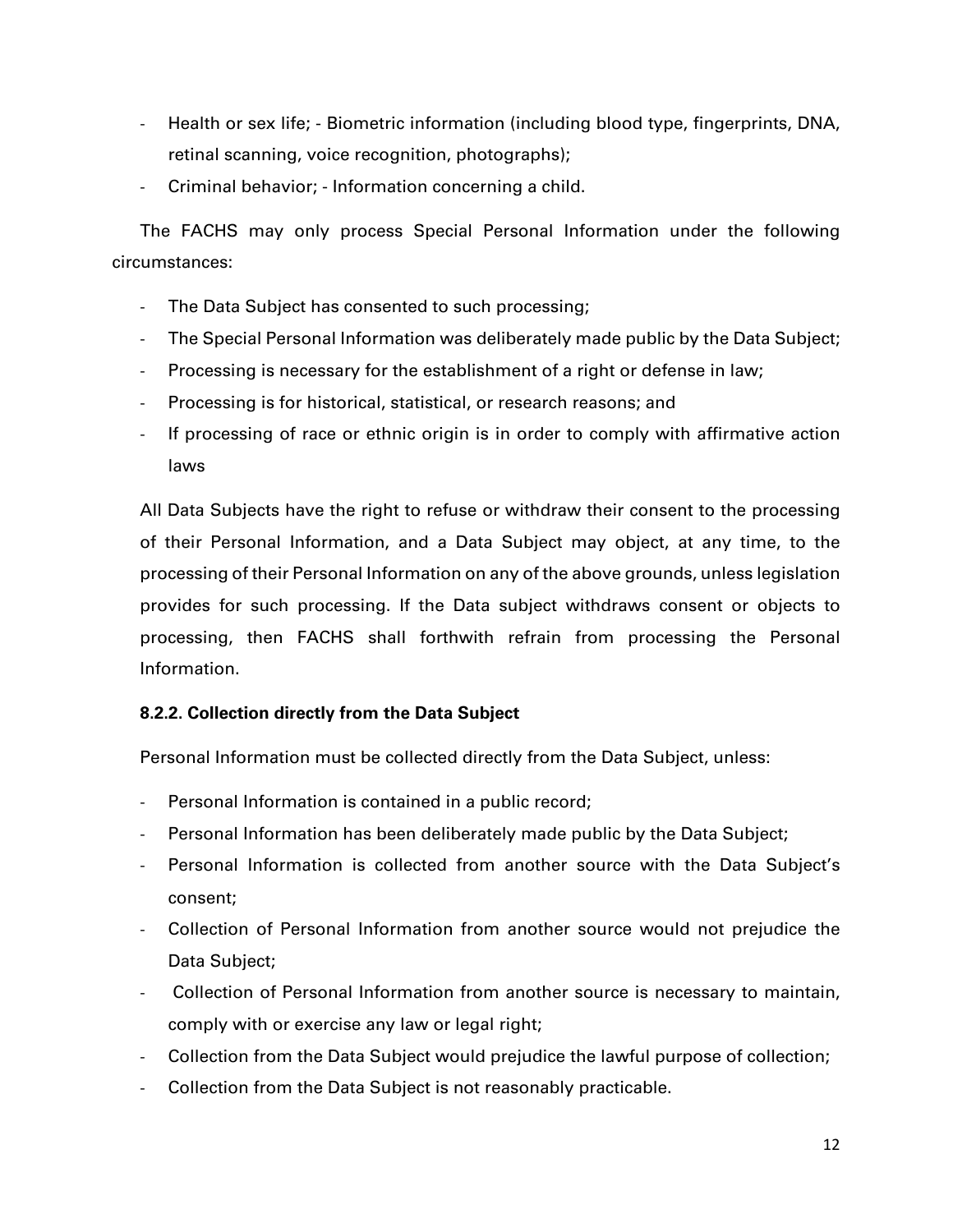- Health or sex life; - Biometric information (including blood type, fingerprints, DNA, retinal scanning, voice recognition, photographs);
- Criminal behavior; - Information concerning a child.

The FACHS may only process Special Personal Information under the following circumstances:

- The Data Subject has consented to such processing;
- The Special Personal Information was deliberately made public by the Data Subject;
- Processing is necessary for the establishment of a right or defense in law;
- Processing is for historical, statistical, or research reasons; and
- If processing of race or ethnic origin is in order to comply with affirmative action laws

All Data Subjects have the right to refuse or withdraw their consent to the processing of their Personal Information, and a Data Subject may object, at any time, to the processing of their Personal Information on any of the above grounds, unless legislation provides for such processing. If the Data subject withdraws consent or objects to processing, then FACHS shall forthwith refrain from processing the Personal Information.

**8.2.2. Collection directly from the Data Subject**

Personal Information must be collected directly from the Data Subject, unless:

- Personal Information is contained in a public record;
- Personal Information has been deliberately made public by the Data Subject;
- Personal Information is collected from another source with the Data Subject's consent;
- Collection of Personal Information from another source would not prejudice the Data Subject;
- Collection of Personal Information from another source is necessary to maintain, comply with or exercise any law or legal right;
- Collection from the Data Subject would prejudice the lawful purpose of collection;
- Collection from the Data Subject is not reasonably practicable.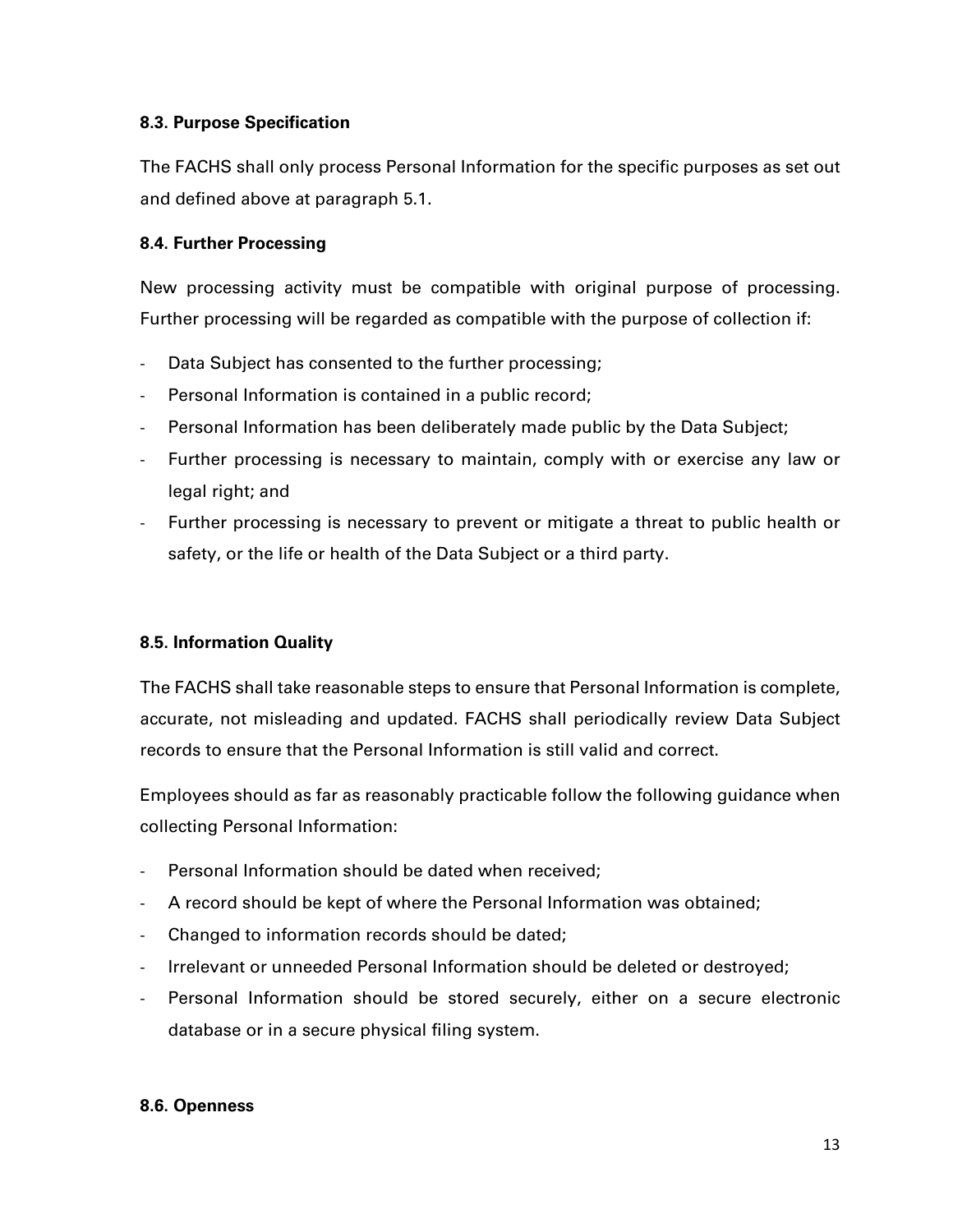#### 8.3. Purpose Specification

The FACHS shall only process Personal Information for the specific purposes as set out and defined above at paragraph 5.1.

#### 8.4. Further Processing

New processing activity must be compatible with original purpose of processing. Further processing will be regarded as compatible with the purpose of collection if:

- Data Subject has consented to the further processing;
- Personal Information is contained in a public record;
- Personal Information has been deliberately made public by the Data Subject;
- Further processing is necessary to maintain, comply with or exercise any law or legal right; and
- Further processing is necessary to prevent or mitigate a threat to public health or safety, or the life or health of the Data Subject or a third party.

#### 8.5. Information Quality

The FACHS shall take reasonable steps to ensure that Personal Information is complete, accurate, not misleading and updated. FACHS shall periodically review Data Subject records to ensure that the Personal Information is still valid and correct.

Employees should as far as reasonably practicable follow the following guidance when collecting Personal Information:

- Personal Information should be dated when received;
- A record should be kept of where the Personal Information was obtained;
- Changed to information records should be dated;
- Irrelevant or unneeded Personal Information should be deleted or destroyed;
- Personal Information should be stored securely, either on a secure electronic database or in a secure physical filing system.

#### 8.6. Openness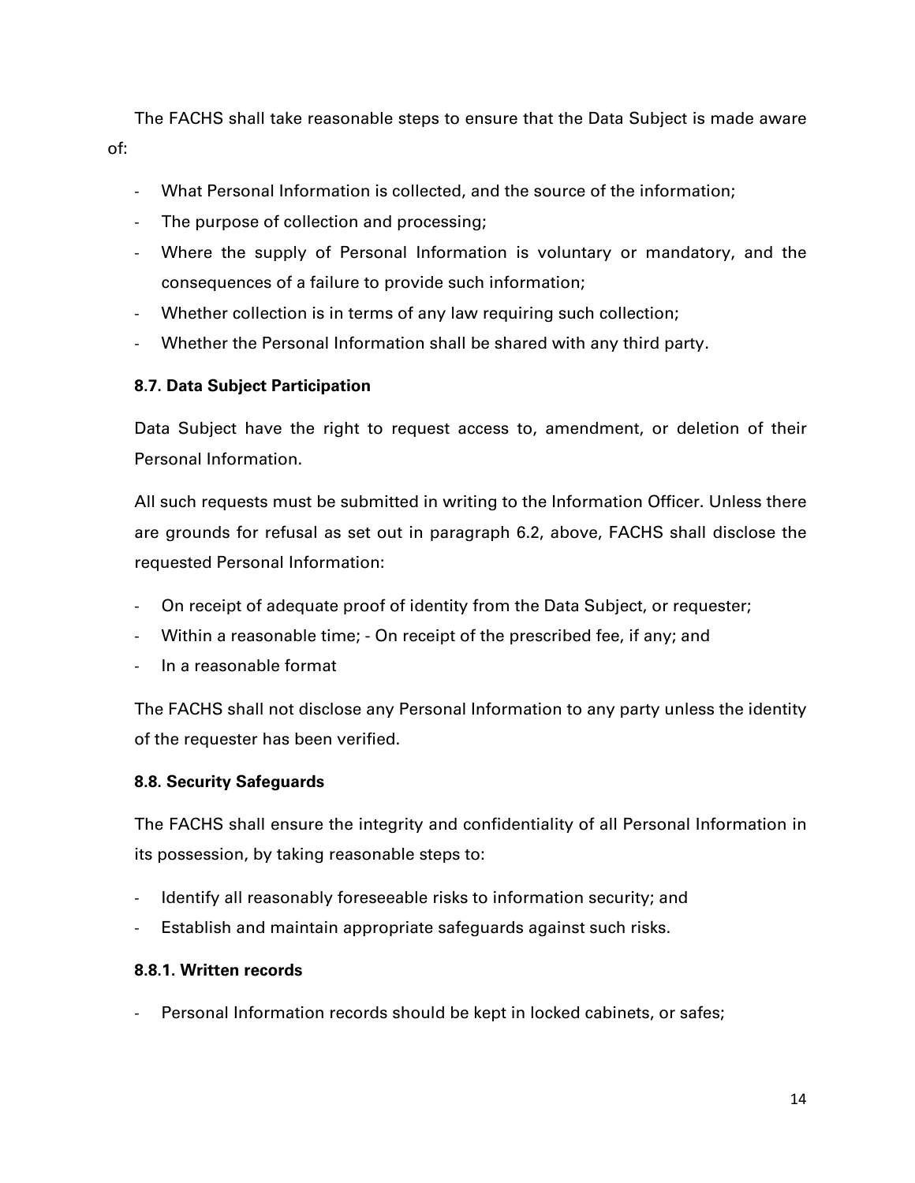The FACHS shall take reasonable steps to ensure that the Data Subject is made aware of:

- What Personal Information is collected, and the source of the information;
- The purpose of collection and processing;
- Where the supply of Personal Information is voluntary or mandatory, and the consequences of a failure to provide such information;
- Whether collection is in terms of any law requiring such collection;
- Whether the Personal Information shall be shared with any third party.

**8.7. Data Subject Participation**

Data Subject have the right to request access to, amendment, or deletion of their Personal Information.

All such requests must be submitted in writing to the Information Officer. Unless there are grounds for refusal as set out in paragraph 6.2, above, FACHS shall disclose the requested Personal Information:

- On receipt of adequate proof of identity from the Data Subject, or requester;
- Within a reasonable time; - On receipt of the prescribed fee, if any; and
- In a reasonable format

The FACHS shall not disclose any Personal Information to any party unless the identity of the requester has been verified.

**8.8. Security Safeguards**

The FACHS shall ensure the integrity and confidentiality of all Personal Information in its possession, by taking reasonable steps to:

- Identify all reasonably foreseeable risks to information security; and
- Establish and maintain appropriate safeguards against such risks.

**8.8.1. Written records**

- Personal Information records should be kept in locked cabinets, or safes;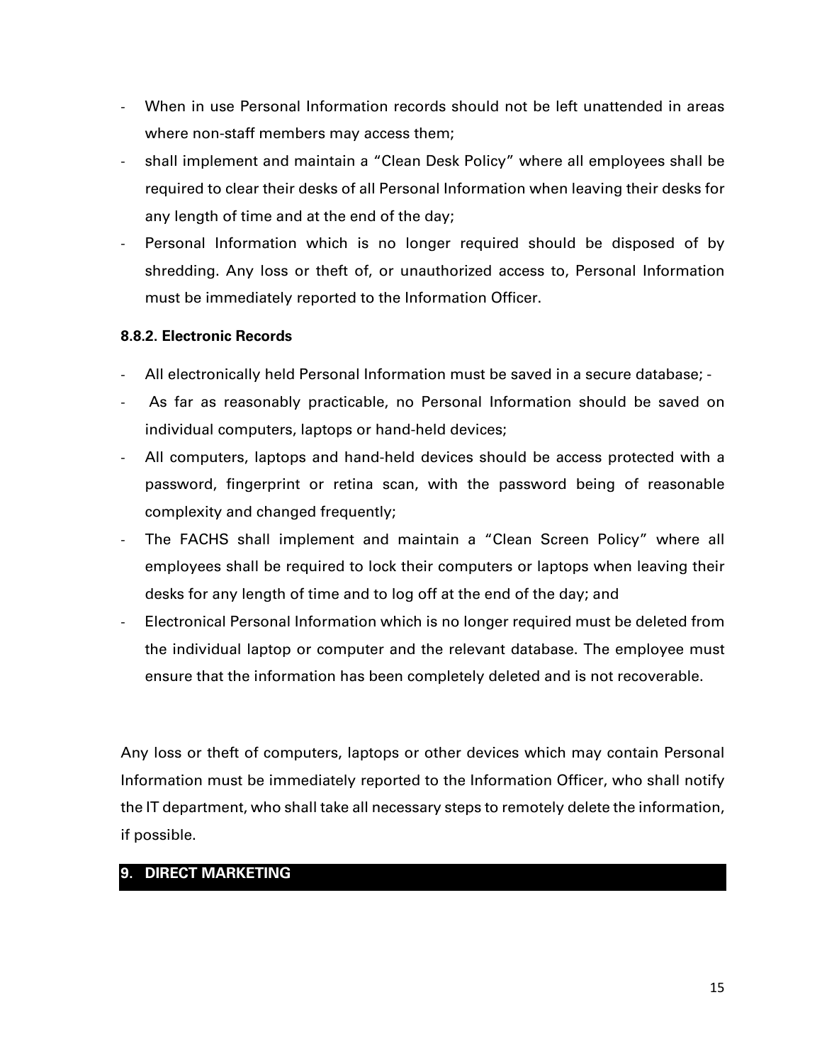- When in use Personal Information records should not be left unattended in areas where non-staff members may access them;
- shall implement and maintain a "Clean Desk Policy" where all employees shall be required to clear their desks of all Personal Information when leaving their desks for any length of time and at the end of the day;
- Personal Information which is no longer required should be disposed of by shredding. Any loss or theft of, or unauthorized access to, Personal Information must be immediately reported to the Information Officer.

**8.8.2. Electronic Records**

- All electronically held Personal Information must be saved in a secure database; -
- As far as reasonably practicable, no Personal Information should be saved on individual computers, laptops or hand-held devices;
- All computers, laptops and hand-held devices should be access protected with a password, fingerprint or retina scan, with the password being of reasonable complexity and changed frequently;
- The FACHS shall implement and maintain a "Clean Screen Policy" where all employees shall be required to lock their computers or laptops when leaving their desks for any length of time and to log off at the end of the day; and
- Electronical Personal Information which is no longer required must be deleted from the individual laptop or computer and the relevant database. The employee must ensure that the information has been completely deleted and is not recoverable.

Any loss or theft of computers, laptops or other devices which may contain Personal Information must be immediately reported to the Information Officer, who shall notify the IT department, who shall take all necessary steps to remotely delete the information, if possible.

## 9. DIRECT MARKETING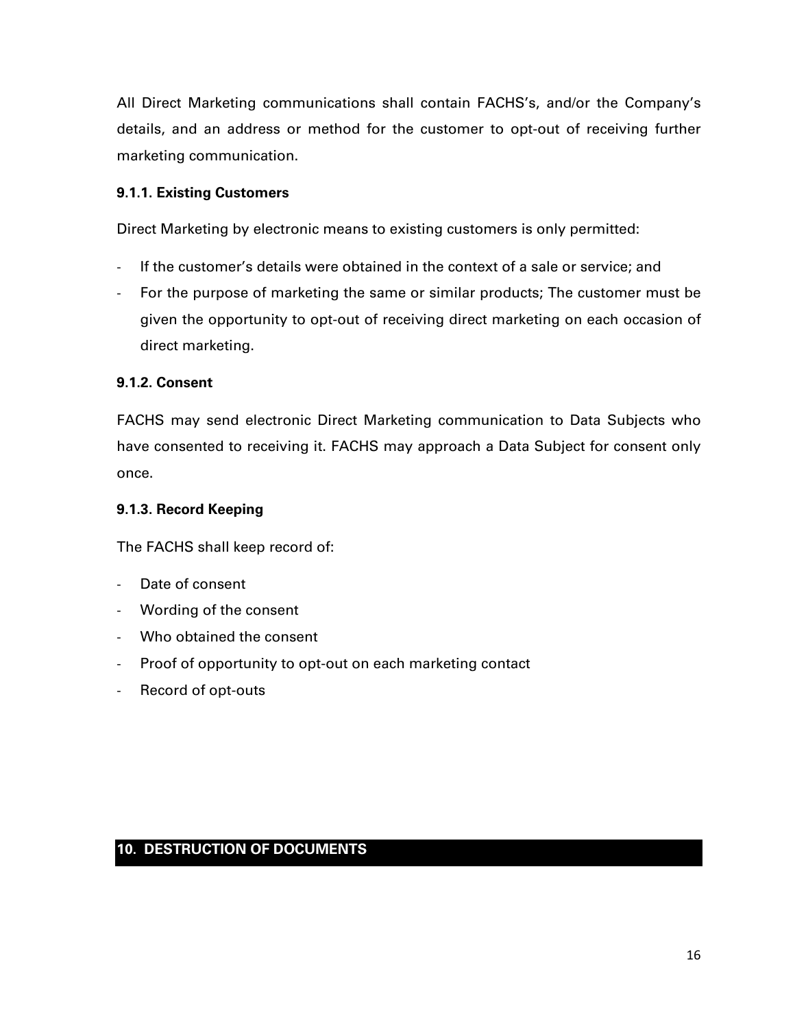All Direct Marketing communications shall contain FACHS's, and/or the Company's details, and an address or method for the customer to opt-out of receiving further marketing communication.

#### 9.1.1. Existing Customers

Direct Marketing by electronic means to existing customers is only permitted:

- If the customer's details were obtained in the context of a sale or service; and
- For the purpose of marketing the same or similar products; The customer must be given the opportunity to opt-out of receiving direct marketing on each occasion of direct marketing.

#### 9.1.2. Consent

FACHS may send electronic Direct Marketing communication to Data Subjects who have consented to receiving it. FACHS may approach a Data Subject for consent only once.

#### 9.1.3. Record Keeping

The FACHS shall keep record of:

- Date of consent
- Wording of the consent
- Who obtained the consent
- Proof of opportunity to opt-out on each marketing contact
- Record of opt-outs

## 10. DESTRUCTION OF DOCUMENTS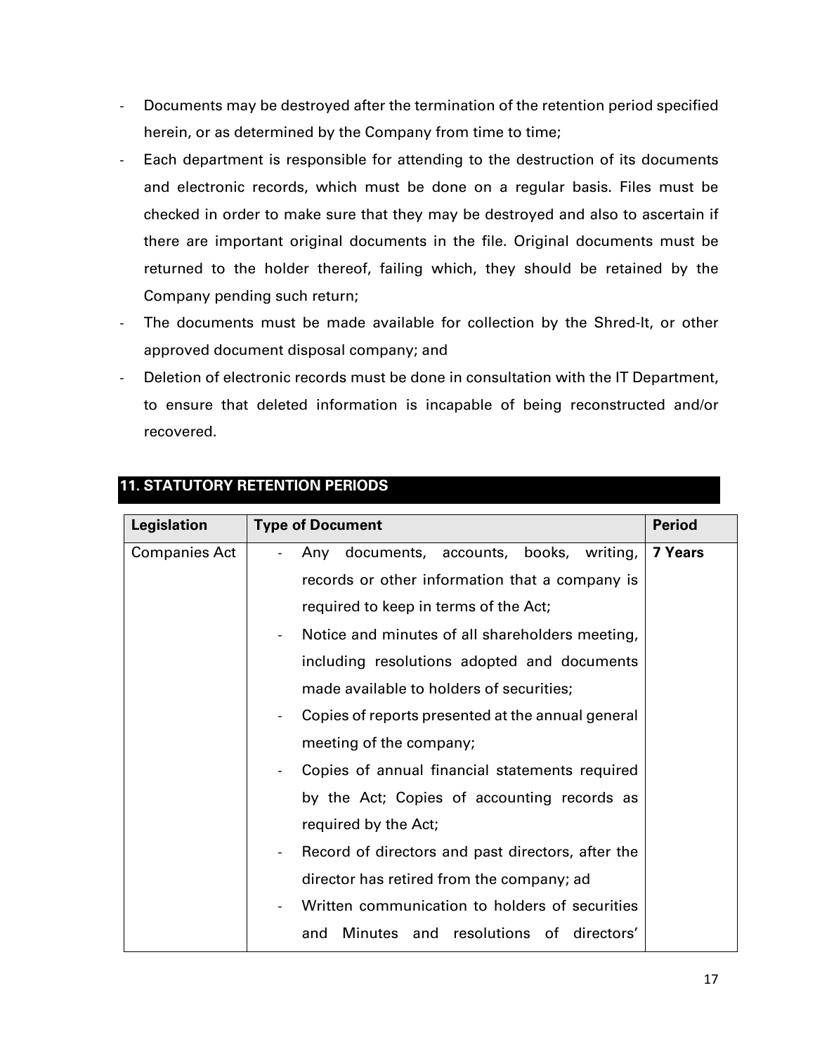- Documents may be destroyed after the termination of the retention period specified herein, or as determined by the Company from time to time;
- Each department is responsible for attending to the destruction of its documents and electronic records, which must be done on a regular basis. Files must be checked in order to make sure that they may be destroyed and also to ascertain if there are important original documents in the file. Original documents must be returned to the holder thereof, failing which, they should be retained by the Company pending such return;
- The documents must be made available for collection by the Shred-It, or other approved document disposal company; and
- Deletion of electronic records must be done in consultation with the IT Department, to ensure that deleted information is incapable of being reconstructed and/or recovered.

## 11. STATUTORY RETENTION PERIODS

| Legislation | Type of Document | Period |
|---|---|---|
| Companies Act | - Any documents, accounts, books, writing, records or other information that a company is required to keep in terms of the Act;<br>- Notice and minutes of all shareholders meeting, including resolutions adopted and documents made available to holders of securities;<br>- Copies of reports presented at the annual general meeting of the company;<br>- Copies of annual financial statements required by the Act; Copies of accounting records as required by the Act;<br>- Record of directors and past directors, after the director has retired from the company; ad<br>- Written communication to holders of securities and Minutes and resolutions of directors' | **7 Years** |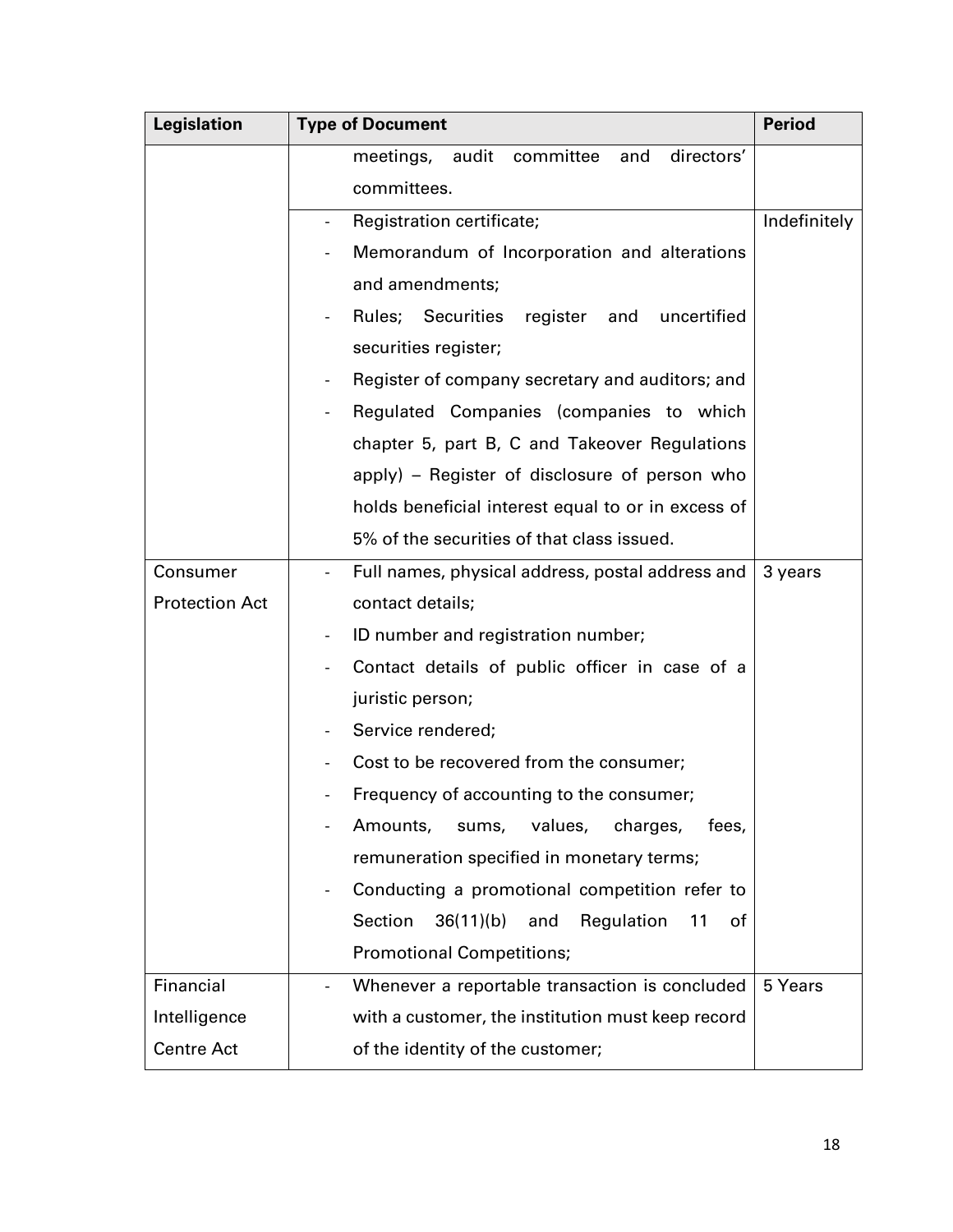| Legislation | Type of Document | Period |
|---|---|---|
| | meetings, audit committee and directors' committees. | |
| | - Registration certificate;<br>- Memorandum of Incorporation and alterations and amendments;<br>- Rules; Securities register and uncertified securities register;<br>- Register of company secretary and auditors; and<br>- Regulated Companies (companies to which chapter 5, part B, C and Takeover Regulations apply) – Register of disclosure of person who holds beneficial interest equal to or in excess of 5% of the securities of that class issued. | Indefinitely |
| Consumer Protection Act | - Full names, physical address, postal address and contact details;<br>- ID number and registration number;<br>- Contact details of public officer in case of a juristic person;<br>- Service rendered;<br>- Cost to be recovered from the consumer;<br>- Frequency of accounting to the consumer;<br>- Amounts, sums, values, charges, fees, remuneration specified in monetary terms;<br>- Conducting a promotional competition refer to Section 36(11)(b) and Regulation 11 of Promotional Competitions; | 3 years |
| Financial Intelligence Centre Act | - Whenever a reportable transaction is concluded with a customer, the institution must keep record of the identity of the customer; | 5 Years |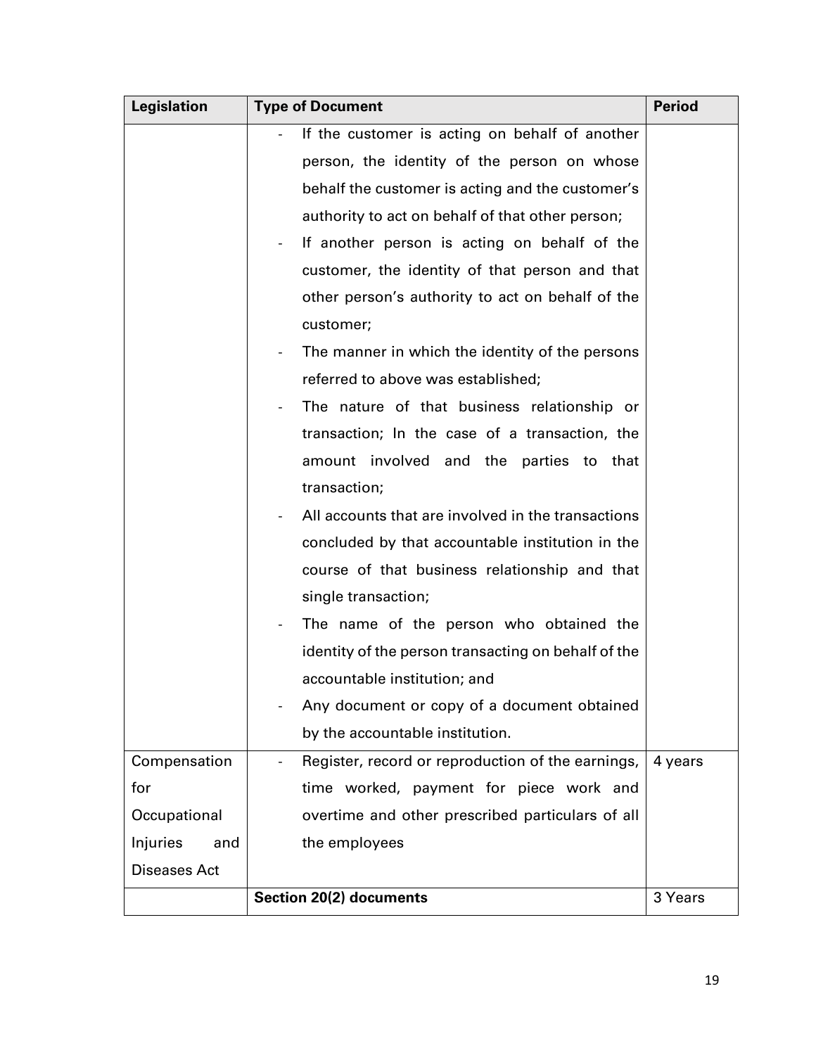| Legislation | Type of Document | Period |
|---|---|---|
| | - If the customer is acting on behalf of another person, the identity of the person on whose behalf the customer is acting and the customer's authority to act on behalf of that other person;<br>- If another person is acting on behalf of the customer, the identity of that person and that other person's authority to act on behalf of the customer;<br>- The manner in which the identity of the persons referred to above was established;<br>- The nature of that business relationship or transaction; In the case of a transaction, the amount involved and the parties to that transaction;<br>- All accounts that are involved in the transactions concluded by that accountable institution in the course of that business relationship and that single transaction;<br>- The name of the person who obtained the identity of the person transacting on behalf of the accountable institution; and<br>- Any document or copy of a document obtained by the accountable institution. | |
| Compensation for Occupational Injuries and Diseases Act | - Register, record or reproduction of the earnings, time worked, payment for piece work and overtime and other prescribed particulars of all the employees | 4 years |
| | **Section 20(2) documents** | 3 Years |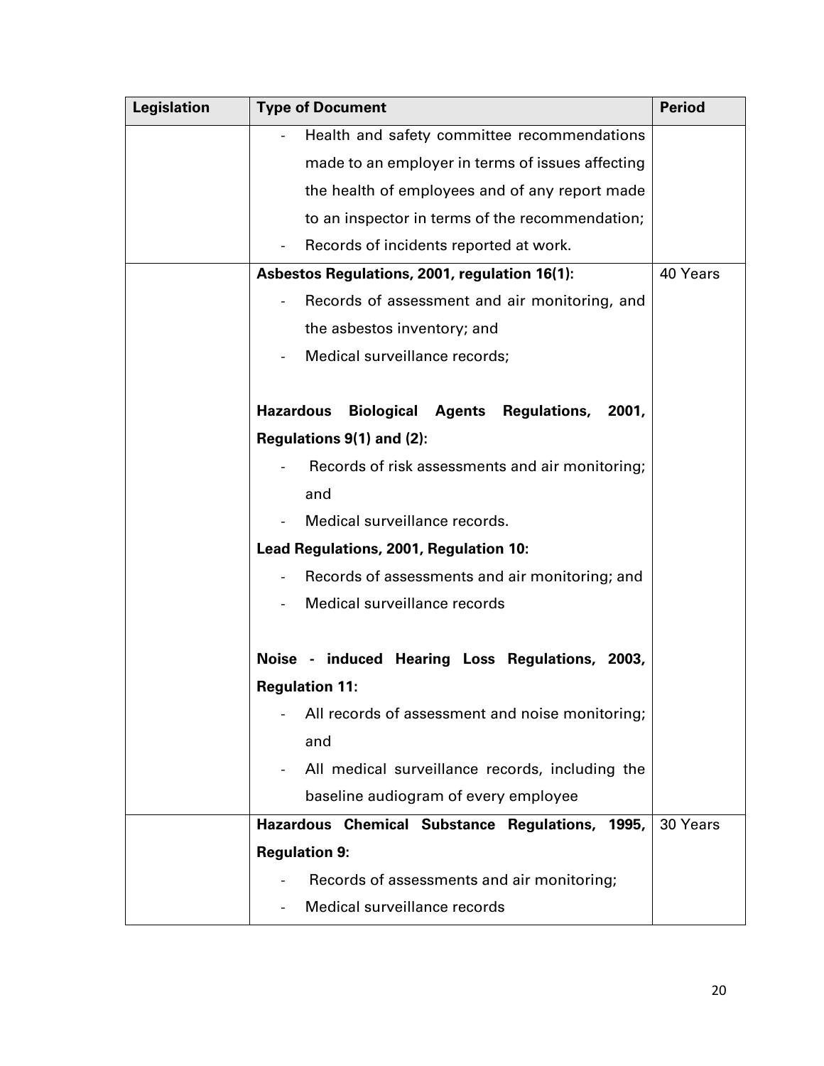| Legislation | Type of Document | Period |
| --- | --- | --- |
| | - Health and safety committee recommendations made to an employer in terms of issues affecting the health of employees and of any report made to an inspector in terms of the recommendation;<br>- Records of incidents reported at work. | |
| | **Asbestos Regulations, 2001, regulation 16(1):**<br>- Records of assessment and air monitoring, and the asbestos inventory; and<br>- Medical surveillance records;<br><br>**Hazardous Biological Agents Regulations, 2001, Regulations 9(1) and (2):**<br>- Records of risk assessments and air monitoring; and<br>- Medical surveillance records.<br>**Lead Regulations, 2001, Regulation 10:**<br>- Records of assessments and air monitoring; and<br>- Medical surveillance records<br><br>**Noise - induced Hearing Loss Regulations, 2003, Regulation 11:**<br>- All records of assessment and noise monitoring; and<br>- All medical surveillance records, including the baseline audiogram of every employee | 40 Years |
| | **Hazardous Chemical Substance Regulations, 1995, Regulation 9:**<br>- Records of assessments and air monitoring;<br>- Medical surveillance records | 30 Years |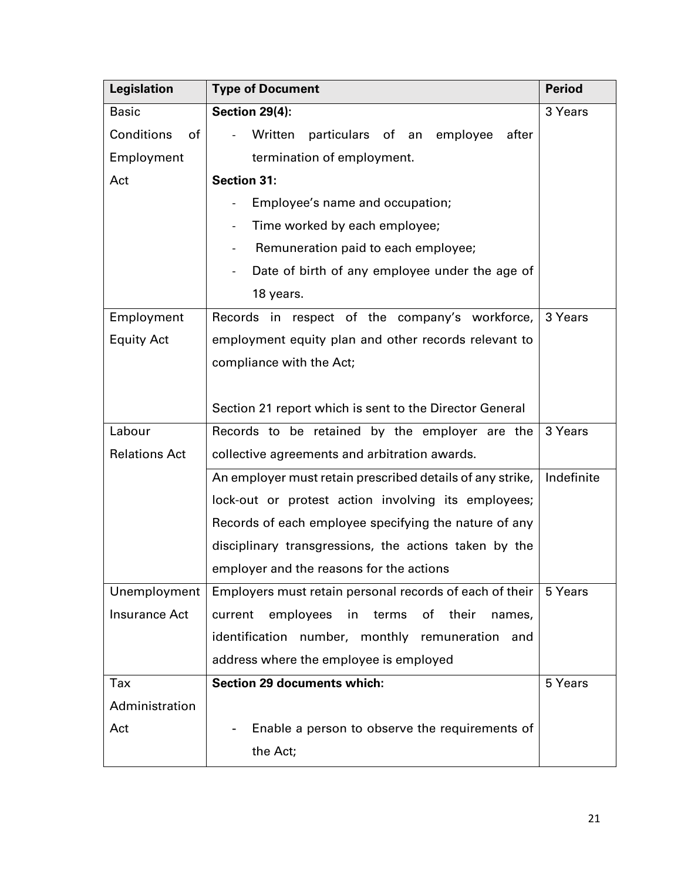| Legislation | Type of Document | Period |
|---|---|---|
| Basic Conditions of Employment Act | **Section 29(4):**<br>- Written particulars of an employee after termination of employment.<br>**Section 31:**<br>- Employee's name and occupation;<br>- Time worked by each employee;<br>- Remuneration paid to each employee;<br>- Date of birth of any employee under the age of 18 years. | 3 Years |
| Employment Equity Act | Records in respect of the company's workforce, employment equity plan and other records relevant to compliance with the Act;<br><br>Section 21 report which is sent to the Director General | 3 Years |
| Labour Relations Act | Records to be retained by the employer are the collective agreements and arbitration awards. | 3 Years |
| | An employer must retain prescribed details of any strike, lock-out or protest action involving its employees; Records of each employee specifying the nature of any disciplinary transgressions, the actions taken by the employer and the reasons for the actions | Indefinite |
| Unemployment Insurance Act | Employers must retain personal records of each of their current employees in terms of their names, identification number, monthly remuneration and address where the employee is employed | 5 Years |
| Tax Administration Act | **Section 29 documents which:**<br><br>- Enable a person to observe the requirements of the Act; | 5 Years |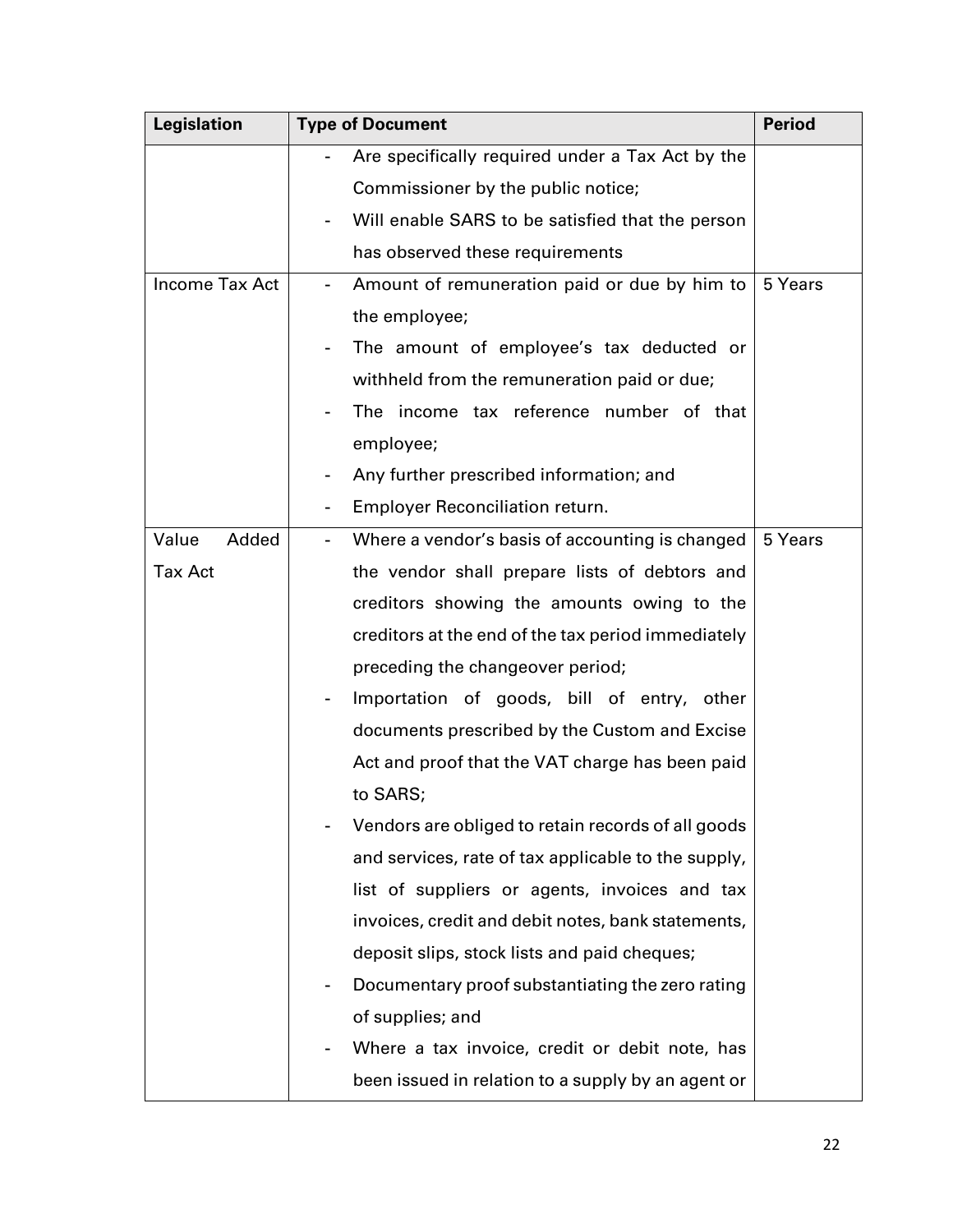| Legislation | Type of Document | Period |
| --- | --- | --- |
| | - Are specifically required under a Tax Act by the Commissioner by the public notice;<br>- Will enable SARS to be satisfied that the person has observed these requirements | |
| Income Tax Act | - Amount of remuneration paid or due by him to the employee;<br>- The amount of employee's tax deducted or withheld from the remuneration paid or due;<br>- The income tax reference number of that employee;<br>- Any further prescribed information; and<br>- Employer Reconciliation return. | 5 Years |
| Value Added Tax Act | - Where a vendor's basis of accounting is changed the vendor shall prepare lists of debtors and creditors showing the amounts owing to the creditors at the end of the tax period immediately preceding the changeover period;<br>- Importation of goods, bill of entry, other documents prescribed by the Custom and Excise Act and proof that the VAT charge has been paid to SARS;<br>- Vendors are obliged to retain records of all goods and services, rate of tax applicable to the supply, list of suppliers or agents, invoices and tax invoices, credit and debit notes, bank statements, deposit slips, stock lists and paid cheques;<br>- Documentary proof substantiating the zero rating of supplies; and<br>- Where a tax invoice, credit or debit note, has been issued in relation to a supply by an agent or | 5 Years |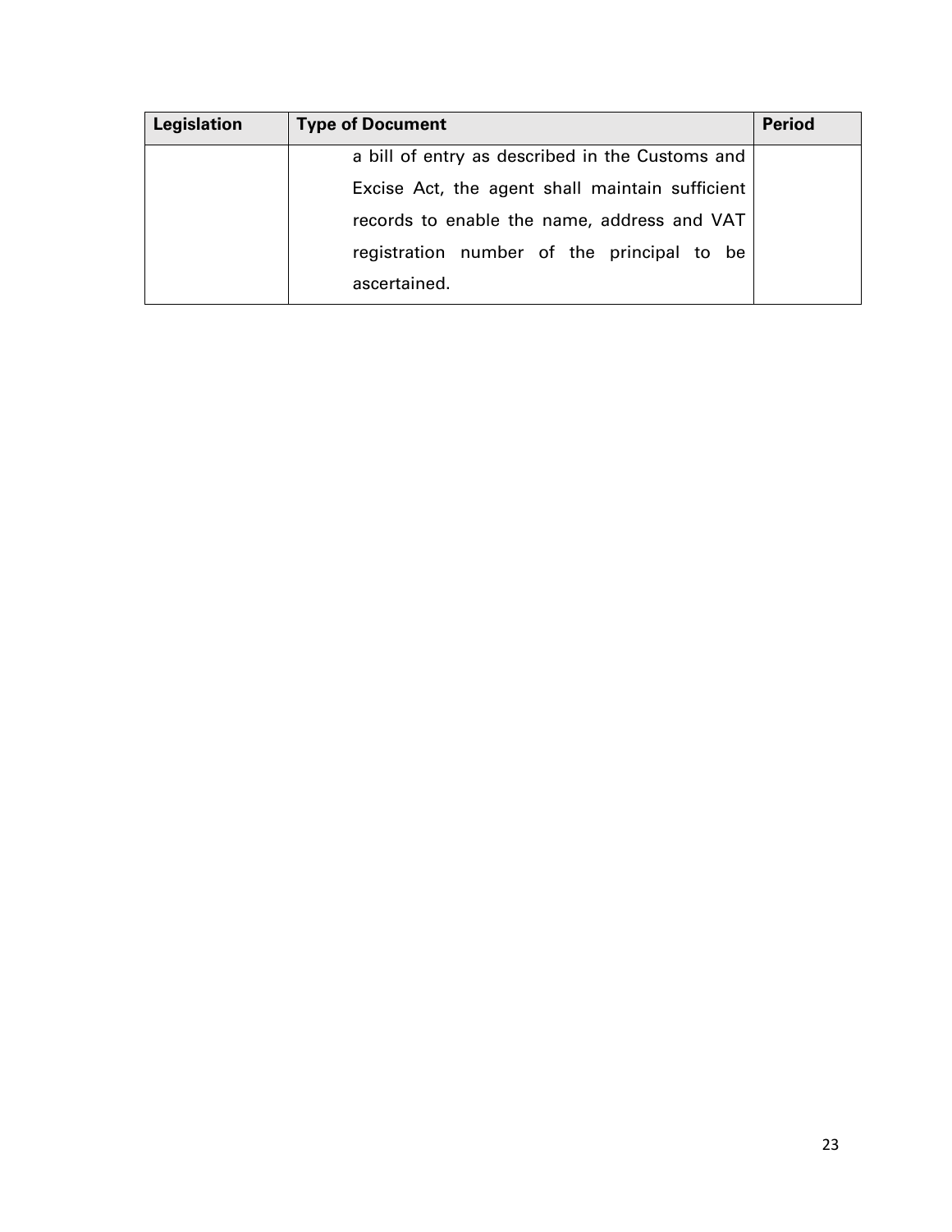| Legislation | Type of Document | Period |
| --- | --- | --- |
| | a bill of entry as described in the Customs and Excise Act, the agent shall maintain sufficient records to enable the name, address and VAT registration number of the principal to be ascertained. | |